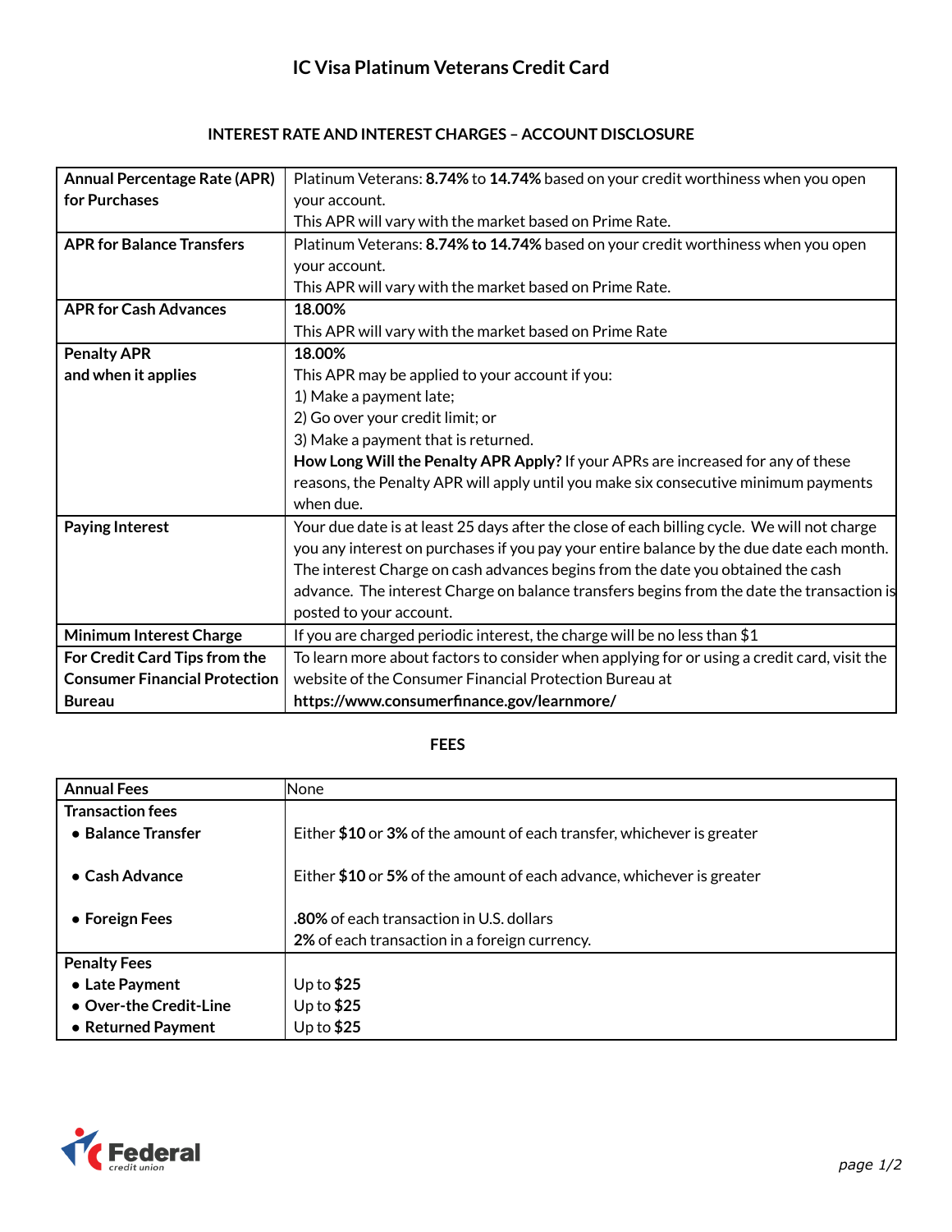# IC Visa Platinum Veterans Credit Card

## INTEREST RATE AND INTEREST CHARGES – ACCOUNT DISCLOSURE

| | |
|---|---|
| **Annual Percentage Rate (APR) for Purchases** | Platinum Veterans: **8.74%** to **14.74%** based on your credit worthiness when you open your account.<br>This APR will vary with the market based on Prime Rate. |
| **APR for Balance Transfers** | Platinum Veterans: **8.74% to 14.74%** based on your credit worthiness when you open your account.<br>This APR will vary with the market based on Prime Rate. |
| **APR for Cash Advances** | **18.00%**<br>This APR will vary with the market based on Prime Rate |
| **Penalty APR and when it applies** | **18.00%**<br>This APR may be applied to your account if you:<br>1) Make a payment late;<br>2) Go over your credit limit; or<br>3) Make a payment that is returned.<br>**How Long Will the Penalty APR Apply?** If your APRs are increased for any of these reasons, the Penalty APR will apply until you make six consecutive minimum payments when due. |
| **Paying Interest** | Your due date is at least 25 days after the close of each billing cycle. We will not charge you any interest on purchases if you pay your entire balance by the due date each month. The interest Charge on cash advances begins from the date you obtained the cash advance. The interest Charge on balance transfers begins from the date the transaction is posted to your account. |
| **Minimum Interest Charge** | If you are charged periodic interest, the charge will be no less than $1 |
| **For Credit Card Tips from the Consumer Financial Protection Bureau** | To learn more about factors to consider when applying for or using a credit card, visit the website of the Consumer Financial Protection Bureau at **https://www.consumerfinance.gov/learnmore/** |

## FEES

| | |
|---|---|
| **Annual Fees** | None |
| **Transaction fees** | |
| • **Balance Transfer** | Either **$10** or **3%** of the amount of each transfer, whichever is greater |
| • **Cash Advance** | Either **$10** or **5%** of the amount of each advance, whichever is greater |
| • **Foreign Fees** | **.80%** of each transaction in U.S. dollars<br>**2%** of each transaction in a foreign currency. |
| **Penalty Fees** | |
| • **Late Payment** | Up to **$25** |
| • **Over-the Credit-Line** | Up to **$25** |
| • **Returned Payment** | Up to **$25** |

Federal credit union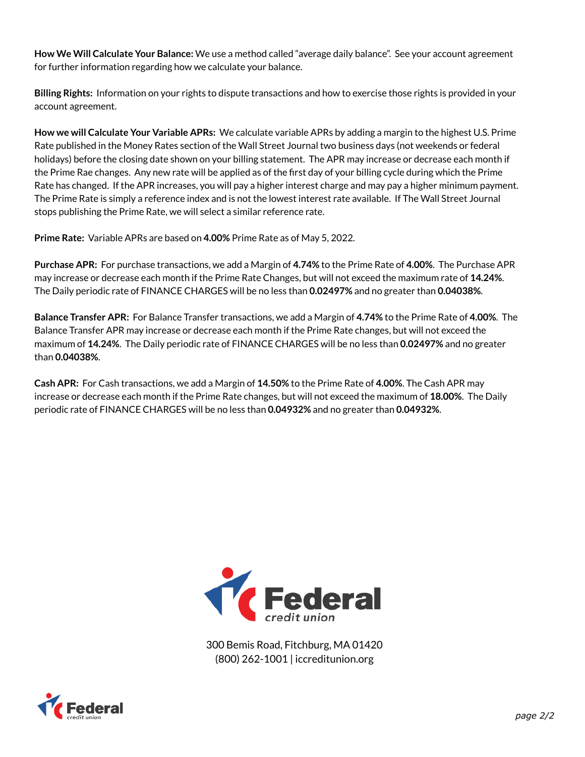**How We Will Calculate Your Balance:** We use a method called "average daily balance". See your account agreement for further information regarding how we calculate your balance.

**Billing Rights:** Information on your rights to dispute transactions and how to exercise those rights is provided in your account agreement.

**How we will Calculate Your Variable APRs:** We calculate variable APRs by adding a margin to the highest U.S. Prime Rate published in the Money Rates section of the Wall Street Journal two business days (not weekends or federal holidays) before the closing date shown on your billing statement. The APR may increase or decrease each month if the Prime Rae changes. Any new rate will be applied as of the first day of your billing cycle during which the Prime Rate has changed. If the APR increases, you will pay a higher interest charge and may pay a higher minimum payment. The Prime Rate is simply a reference index and is not the lowest interest rate available. If The Wall Street Journal stops publishing the Prime Rate, we will select a similar reference rate.

**Prime Rate:** Variable APRs are based on **4.00%** Prime Rate as of May 5, 2022.

**Purchase APR:** For purchase transactions, we add a Margin of **4.74%** to the Prime Rate of **4.00%**. The Purchase APR may increase or decrease each month if the Prime Rate Changes, but will not exceed the maximum rate of **14.24%**. The Daily periodic rate of FINANCE CHARGES will be no less than **0.02497%** and no greater than **0.04038%**.

**Balance Transfer APR:** For Balance Transfer transactions, we add a Margin of **4.74%** to the Prime Rate of **4.00%**. The Balance Transfer APR may increase or decrease each month if the Prime Rate changes, but will not exceed the maximum of **14.24%**. The Daily periodic rate of FINANCE CHARGES will be no less than **0.02497%** and no greater than **0.04038%**.

**Cash APR:** For Cash transactions, we add a Margin of **14.50%** to the Prime Rate of **4.00%**. The Cash APR may increase or decrease each month if the Prime Rate changes, but will not exceed the maximum of **18.00%**. The Daily periodic rate of FINANCE CHARGES will be no less than **0.04932%** and no greater than **0.04932%**.

Federal credit union

300 Bemis Road, Fitchburg, MA 01420
(800) 262-1001 | iccreditunion.org